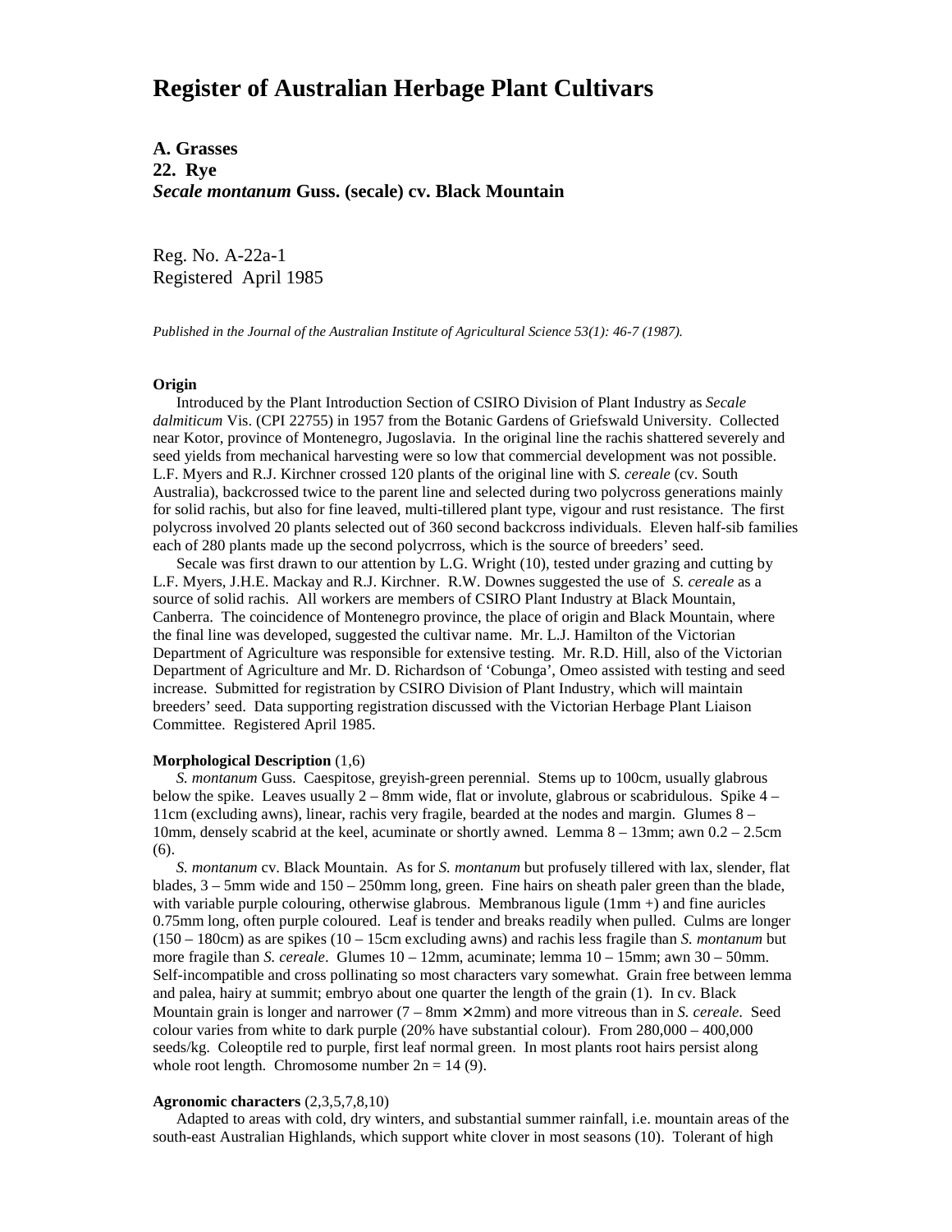# Register of Australian Herbage Plant Cultivars

**A. Grasses**
**22. Rye**
***Secale montanum* Guss. (secale) cv. Black Mountain**

Reg. No. A-22a-1
Registered April 1985

*Published in the Journal of the Australian Institute of Agricultural Science 53(1): 46-7 (1987).*

**Origin**

Introduced by the Plant Introduction Section of CSIRO Division of Plant Industry as *Secale dalmiticum* Vis. (CPI 22755) in 1957 from the Botanic Gardens of Griefswald University. Collected near Kotor, province of Montenegro, Jugoslavia. In the original line the rachis shattered severely and seed yields from mechanical harvesting were so low that commercial development was not possible. L.F. Myers and R.J. Kirchner crossed 120 plants of the original line with *S. cereale* (cv. South Australia), backcrossed twice to the parent line and selected during two polycross generations mainly for solid rachis, but also for fine leaved, multi-tillered plant type, vigour and rust resistance. The first polycross involved 20 plants selected out of 360 second backcross individuals. Eleven half-sib families each of 280 plants made up the second polycrross, which is the source of breeders' seed.

Secale was first drawn to our attention by L.G. Wright (10), tested under grazing and cutting by L.F. Myers, J.H.E. Mackay and R.J. Kirchner. R.W. Downes suggested the use of *S. cereale* as a source of solid rachis. All workers are members of CSIRO Plant Industry at Black Mountain, Canberra. The coincidence of Montenegro province, the place of origin and Black Mountain, where the final line was developed, suggested the cultivar name. Mr. L.J. Hamilton of the Victorian Department of Agriculture was responsible for extensive testing. Mr. R.D. Hill, also of the Victorian Department of Agriculture and Mr. D. Richardson of 'Cobunga', Omeo assisted with testing and seed increase. Submitted for registration by CSIRO Division of Plant Industry, which will maintain breeders' seed. Data supporting registration discussed with the Victorian Herbage Plant Liaison Committee. Registered April 1985.

**Morphological Description** (1,6)

*S. montanum* Guss. Caespitose, greyish-green perennial. Stems up to 100cm, usually glabrous below the spike. Leaves usually 2 – 8mm wide, flat or involute, glabrous or scabridulous. Spike 4 – 11cm (excluding awns), linear, rachis very fragile, bearded at the nodes and margin. Glumes 8 – 10mm, densely scabrid at the keel, acuminate or shortly awned. Lemma 8 – 13mm; awn 0.2 – 2.5cm (6).

*S. montanum* cv. Black Mountain. As for *S. montanum* but profusely tillered with lax, slender, flat blades, 3 – 5mm wide and 150 – 250mm long, green. Fine hairs on sheath paler green than the blade, with variable purple colouring, otherwise glabrous. Membranous ligule (1mm +) and fine auricles 0.75mm long, often purple coloured. Leaf is tender and breaks readily when pulled. Culms are longer (150 – 180cm) as are spikes (10 – 15cm excluding awns) and rachis less fragile than *S. montanum* but more fragile than *S. cereale*. Glumes 10 – 12mm, acuminate; lemma 10 – 15mm; awn 30 – 50mm. Self-incompatible and cross pollinating so most characters vary somewhat. Grain free between lemma and palea, hairy at summit; embryo about one quarter the length of the grain (1). In cv. Black Mountain grain is longer and narrower (7 – 8mm × 2mm) and more vitreous than in *S. cereale*. Seed colour varies from white to dark purple (20% have substantial colour). From 280,000 – 400,000 seeds/kg. Coleoptile red to purple, first leaf normal green. In most plants root hairs persist along whole root length. Chromosome number 2n = 14 (9).

**Agronomic characters** (2,3,5,7,8,10)

Adapted to areas with cold, dry winters, and substantial summer rainfall, i.e. mountain areas of the south-east Australian Highlands, which support white clover in most seasons (10). Tolerant of high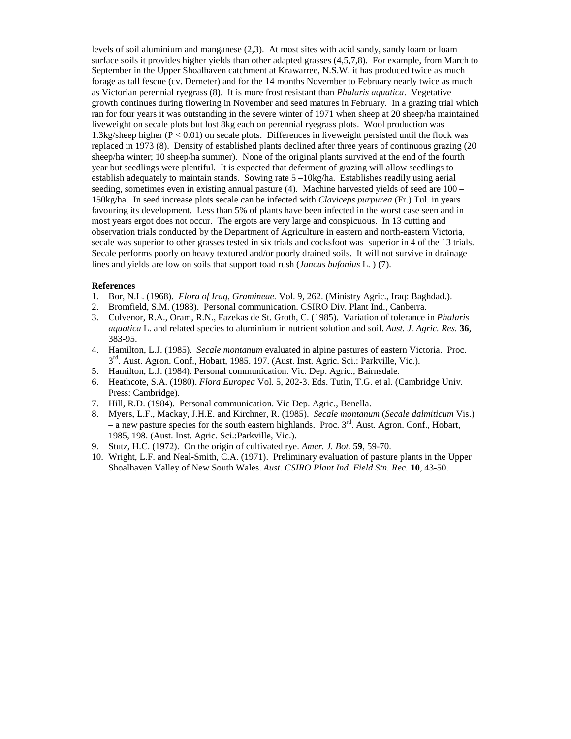levels of soil aluminium and manganese (2,3). At most sites with acid sandy, sandy loam or loam surface soils it provides higher yields than other adapted grasses (4,5,7,8). For example, from March to September in the Upper Shoalhaven catchment at Krawarree, N.S.W. it has produced twice as much forage as tall fescue (cv. Demeter) and for the 14 months November to February nearly twice as much as Victorian perennial ryegrass (8). It is more frost resistant than *Phalaris aquatica*. Vegetative growth continues during flowering in November and seed matures in February. In a grazing trial which ran for four years it was outstanding in the severe winter of 1971 when sheep at 20 sheep/ha maintained liveweight on secale plots but lost 8kg each on perennial ryegrass plots. Wool production was 1.3kg/sheep higher ($P < 0.01$) on secale plots. Differences in liveweight persisted until the flock was replaced in 1973 (8). Density of established plants declined after three years of continuous grazing (20 sheep/ha winter; 10 sheep/ha summer). None of the original plants survived at the end of the fourth year but seedlings were plentiful. It is expected that deferment of grazing will allow seedlings to establish adequately to maintain stands. Sowing rate 5 –10kg/ha. Establishes readily using aerial seeding, sometimes even in existing annual pasture (4). Machine harvested yields of seed are 100 – 150kg/ha. In seed increase plots secale can be infected with *Claviceps purpurea* (Fr.) Tul. in years favouring its development. Less than 5% of plants have been infected in the worst case seen and in most years ergot does not occur. The ergots are very large and conspicuous. In 13 cutting and observation trials conducted by the Department of Agriculture in eastern and north-eastern Victoria, secale was superior to other grasses tested in six trials and cocksfoot was superior in 4 of the 13 trials. Secale performs poorly on heavy textured and/or poorly drained soils. It will not survive in drainage lines and yields are low on soils that support toad rush (*Juncus bufonius* L. ) (7).

**References**

1. Bor, N.L. (1968). *Flora of Iraq, Gramineae.* Vol. 9, 262. (Ministry Agric., Iraq: Baghdad.).
2. Bromfield, S.M. (1983). Personal communication. CSIRO Div. Plant Ind., Canberra.
3. Culvenor, R.A., Oram, R.N., Fazekas de St. Groth, C. (1985). Variation of tolerance in *Phalaris aquatica* L. and related species to aluminium in nutrient solution and soil. *Aust. J. Agric. Res.* **36**, 383-95.
4. Hamilton, L.J. (1985). *Secale montanum* evaluated in alpine pastures of eastern Victoria. Proc. 3rd. Aust. Agron. Conf., Hobart, 1985. 197. (Aust. Inst. Agric. Sci.: Parkville, Vic.).
5. Hamilton, L.J. (1984). Personal communication. Vic. Dep. Agric., Bairnsdale.
6. Heathcote, S.A. (1980). *Flora Europea* Vol. 5, 202-3. Eds. Tutin, T.G. et al. (Cambridge Univ. Press: Cambridge).
7. Hill, R.D. (1984). Personal communication. Vic Dep. Agric., Benella.
8. Myers, L.F., Mackay, J.H.E. and Kirchner, R. (1985). *Secale montanum* (*Secale dalmiticum* Vis.) – a new pasture species for the south eastern highlands. Proc. 3rd. Aust. Agron. Conf., Hobart, 1985, 198. (Aust. Inst. Agric. Sci.:Parkville, Vic.).
9. Stutz, H.C. (1972). On the origin of cultivated rye. *Amer. J. Bot.* **59**, 59-70.
10. Wright, L.F. and Neal-Smith, C.A. (1971). Preliminary evaluation of pasture plants in the Upper Shoalhaven Valley of New South Wales. *Aust. CSIRO Plant Ind. Field Stn. Rec.* **10**, 43-50.